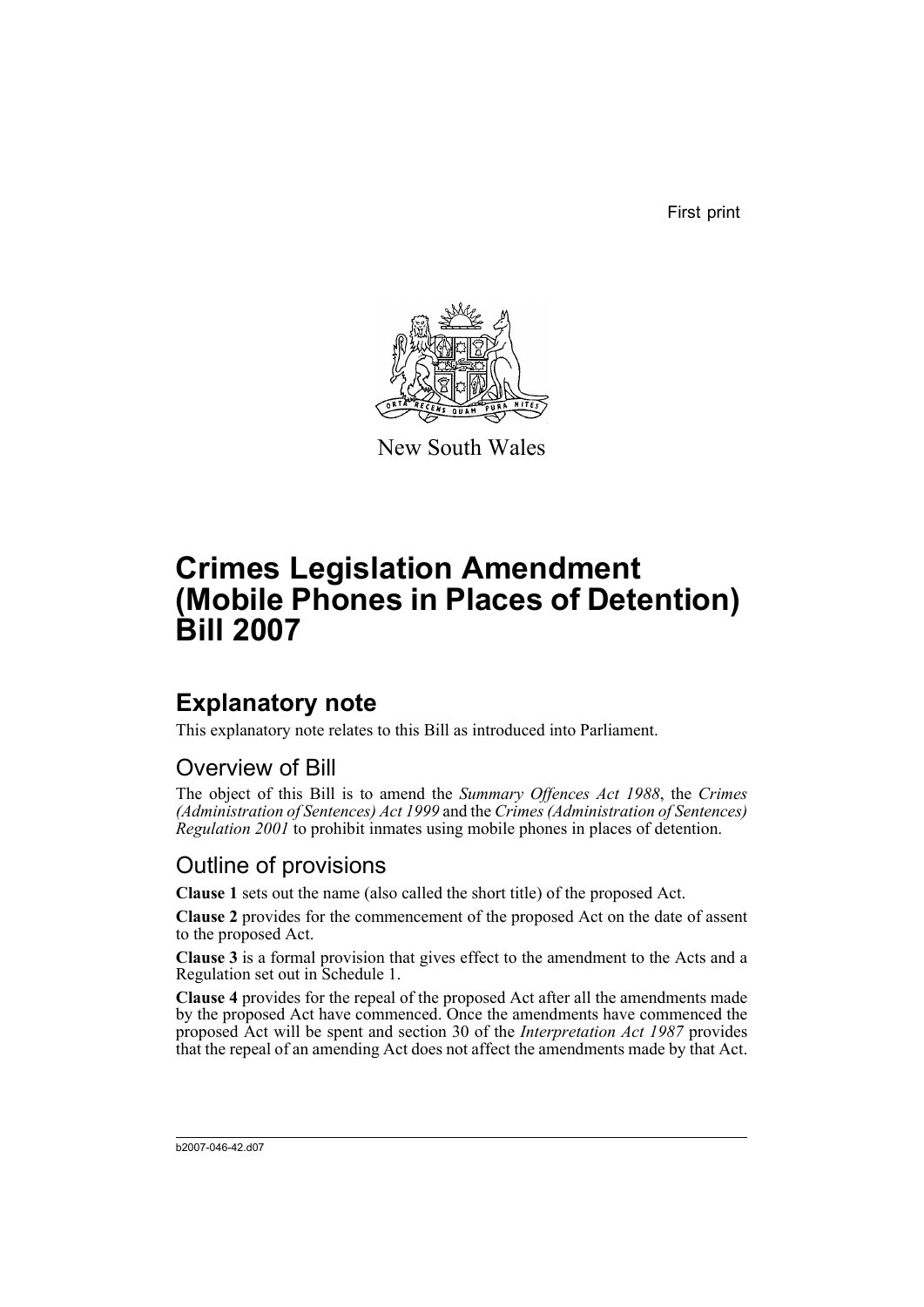First print

New South Wales

# Crimes Legislation Amendment (Mobile Phones in Places of Detention) Bill 2007

## Explanatory note

This explanatory note relates to this Bill as introduced into Parliament.

### Overview of Bill

The object of this Bill is to amend the *Summary Offences Act 1988*, the *Crimes (Administration of Sentences) Act 1999* and the *Crimes (Administration of Sentences) Regulation 2001* to prohibit inmates using mobile phones in places of detention.

### Outline of provisions

**Clause 1** sets out the name (also called the short title) of the proposed Act.

**Clause 2** provides for the commencement of the proposed Act on the date of assent to the proposed Act.

**Clause 3** is a formal provision that gives effect to the amendment to the Acts and a Regulation set out in Schedule 1.

**Clause 4** provides for the repeal of the proposed Act after all the amendments made by the proposed Act have commenced. Once the amendments have commenced the proposed Act will be spent and section 30 of the *Interpretation Act 1987* provides that the repeal of an amending Act does not affect the amendments made by that Act.

b2007-046-42.d07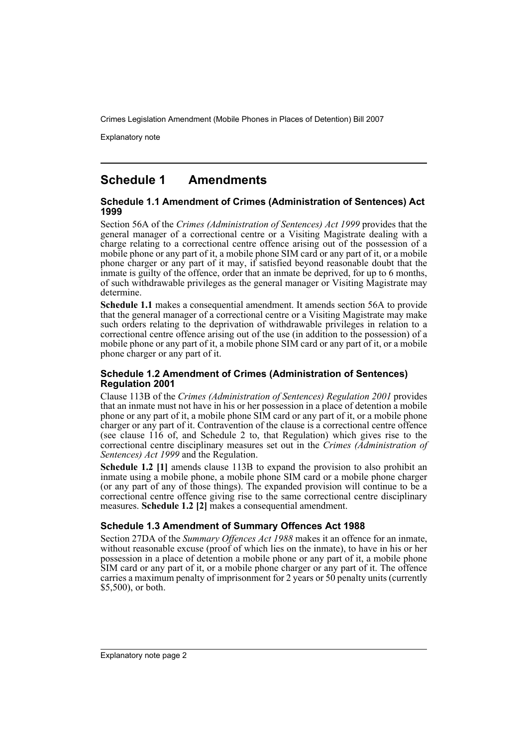## Schedule 1 Amendments

### Schedule 1.1 Amendment of Crimes (Administration of Sentences) Act 1999

Section 56A of the *Crimes (Administration of Sentences) Act 1999* provides that the general manager of a correctional centre or a Visiting Magistrate dealing with a charge relating to a correctional centre offence arising out of the possession of a mobile phone or any part of it, a mobile phone SIM card or any part of it, or a mobile phone charger or any part of it may, if satisfied beyond reasonable doubt that the inmate is guilty of the offence, order that an inmate be deprived, for up to 6 months, of such withdrawable privileges as the general manager or Visiting Magistrate may determine.

**Schedule 1.1** makes a consequential amendment. It amends section 56A to provide that the general manager of a correctional centre or a Visiting Magistrate may make such orders relating to the deprivation of withdrawable privileges in relation to a correctional centre offence arising out of the use (in addition to the possession) of a mobile phone or any part of it, a mobile phone SIM card or any part of it, or a mobile phone charger or any part of it.

### Schedule 1.2 Amendment of Crimes (Administration of Sentences) Regulation 2001

Clause 113B of the *Crimes (Administration of Sentences) Regulation 2001* provides that an inmate must not have in his or her possession in a place of detention a mobile phone or any part of it, a mobile phone SIM card or any part of it, or a mobile phone charger or any part of it. Contravention of the clause is a correctional centre offence (see clause 116 of, and Schedule 2 to, that Regulation) which gives rise to the correctional centre disciplinary measures set out in the *Crimes (Administration of Sentences) Act 1999* and the Regulation.

**Schedule 1.2 [1]** amends clause 113B to expand the provision to also prohibit an inmate using a mobile phone, a mobile phone SIM card or a mobile phone charger (or any part of any of those things). The expanded provision will continue to be a correctional centre offence giving rise to the same correctional centre disciplinary measures. **Schedule 1.2 [2]** makes a consequential amendment.

### Schedule 1.3 Amendment of Summary Offences Act 1988

Section 27DA of the *Summary Offences Act 1988* makes it an offence for an inmate, without reasonable excuse (proof of which lies on the inmate), to have in his or her possession in a place of detention a mobile phone or any part of it, a mobile phone SIM card or any part of it, or a mobile phone charger or any part of it. The offence carries a maximum penalty of imprisonment for 2 years or 50 penalty units (currently $5,500), or both.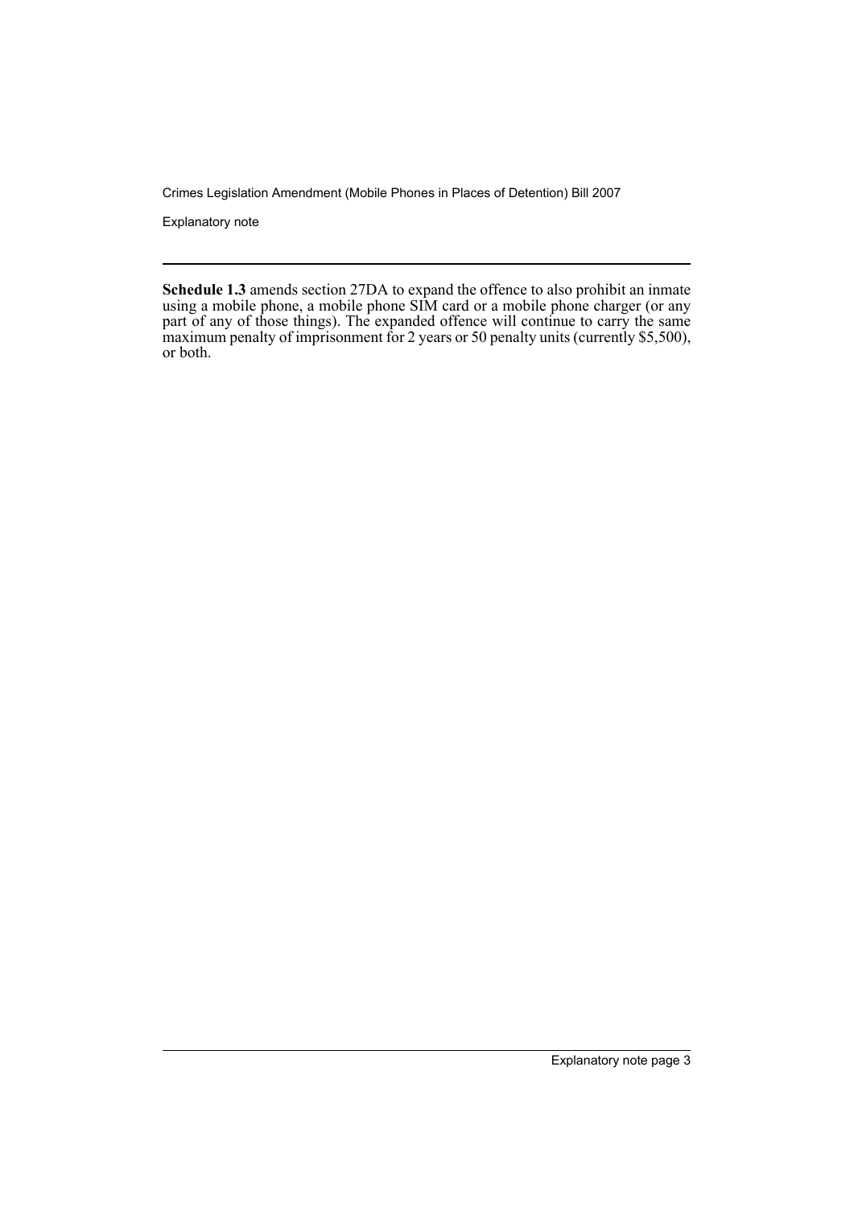**Schedule 1.3** amends section 27DA to expand the offence to also prohibit an inmate using a mobile phone, a mobile phone SIM card or a mobile phone charger (or any part of any of those things). The expanded offence will continue to carry the same maximum penalty of imprisonment for 2 years or 50 penalty units (currently $5,500), or both.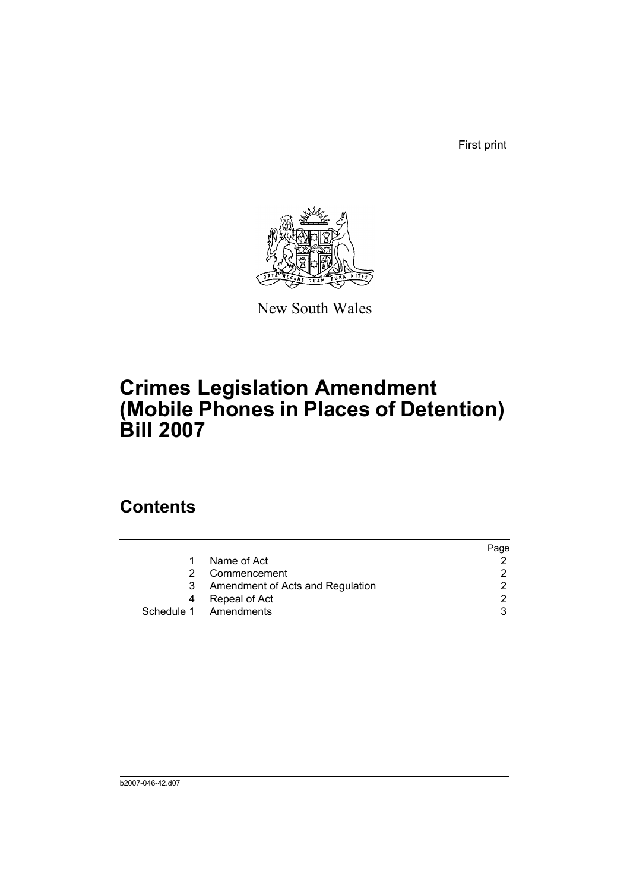First print

New South Wales

# Crimes Legislation Amendment (Mobile Phones in Places of Detention) Bill 2007

## Contents

|  |  | Page |
|---|---|---|
| 1 | Name of Act | 2 |
| 2 | Commencement | 2 |
| 3 | Amendment of Acts and Regulation | 2 |
| 4 | Repeal of Act | 2 |
| Schedule 1 | Amendments | 3 |

b2007-046-42.d07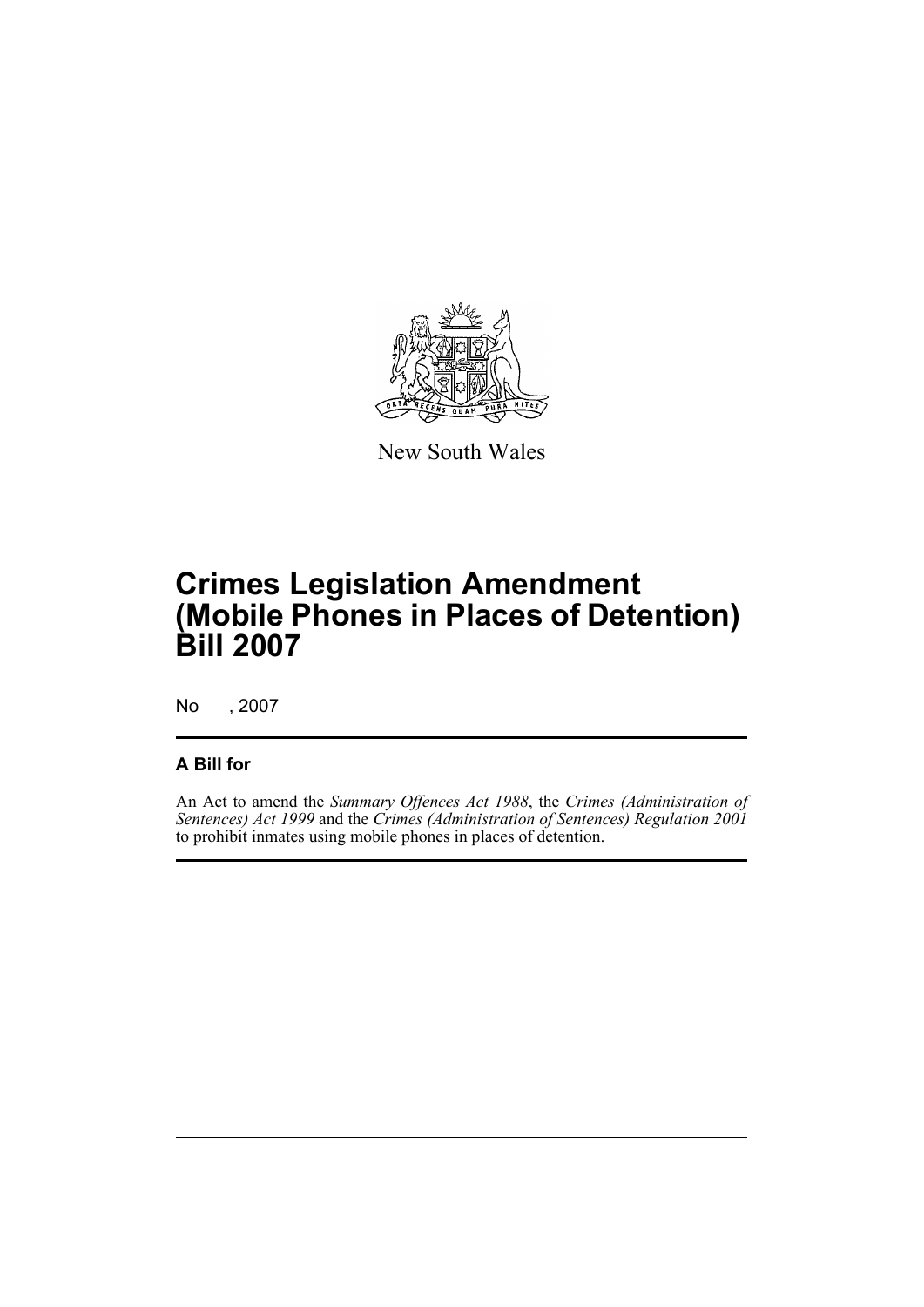New South Wales

# Crimes Legislation Amendment (Mobile Phones in Places of Detention) Bill 2007

No , 2007

## A Bill for

An Act to amend the *Summary Offences Act 1988*, the *Crimes (Administration of Sentences) Act 1999* and the *Crimes (Administration of Sentences) Regulation 2001* to prohibit inmates using mobile phones in places of detention.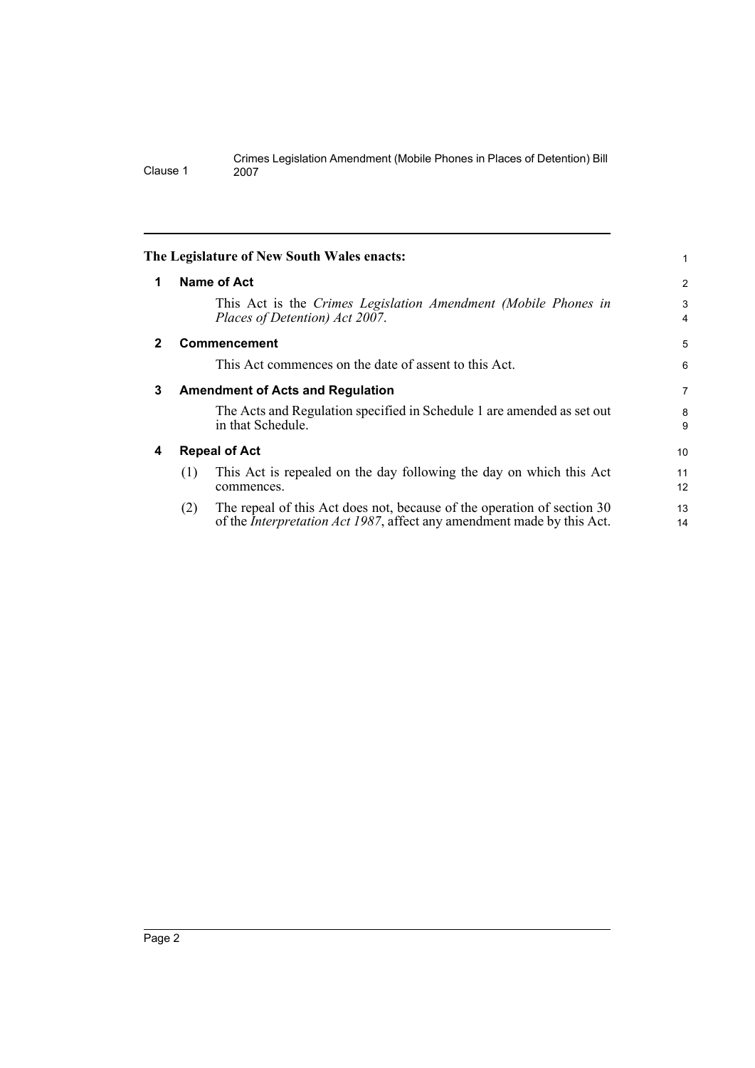**The Legislature of New South Wales enacts:**

## 1 Name of Act

This Act is the *Crimes Legislation Amendment (Mobile Phones in Places of Detention) Act 2007*.

## 2 Commencement

This Act commences on the date of assent to this Act.

## 3 Amendment of Acts and Regulation

The Acts and Regulation specified in Schedule 1 are amended as set out in that Schedule.

## 4 Repeal of Act

(1) This Act is repealed on the day following the day on which this Act commences.

(2) The repeal of this Act does not, because of the operation of section 30 of the *Interpretation Act 1987*, affect any amendment made by this Act.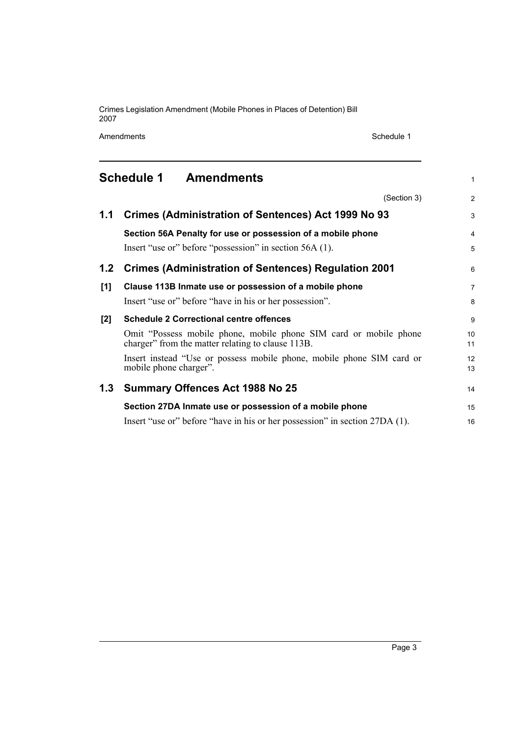# Schedule 1 Amendments

(Section 3)

## 1.1 Crimes (Administration of Sentences) Act 1999 No 93

**Section 56A Penalty for use or possession of a mobile phone**

Insert "use or" before "possession" in section 56A (1).

## 1.2 Crimes (Administration of Sentences) Regulation 2001

**[1] Clause 113B Inmate use or possession of a mobile phone**

Insert "use or" before "have in his or her possession".

**[2] Schedule 2 Correctional centre offences**

Omit "Possess mobile phone, mobile phone SIM card or mobile phone charger" from the matter relating to clause 113B.

Insert instead "Use or possess mobile phone, mobile phone SIM card or mobile phone charger".

## 1.3 Summary Offences Act 1988 No 25

**Section 27DA Inmate use or possession of a mobile phone**

Insert "use or" before "have in his or her possession" in section 27DA (1).